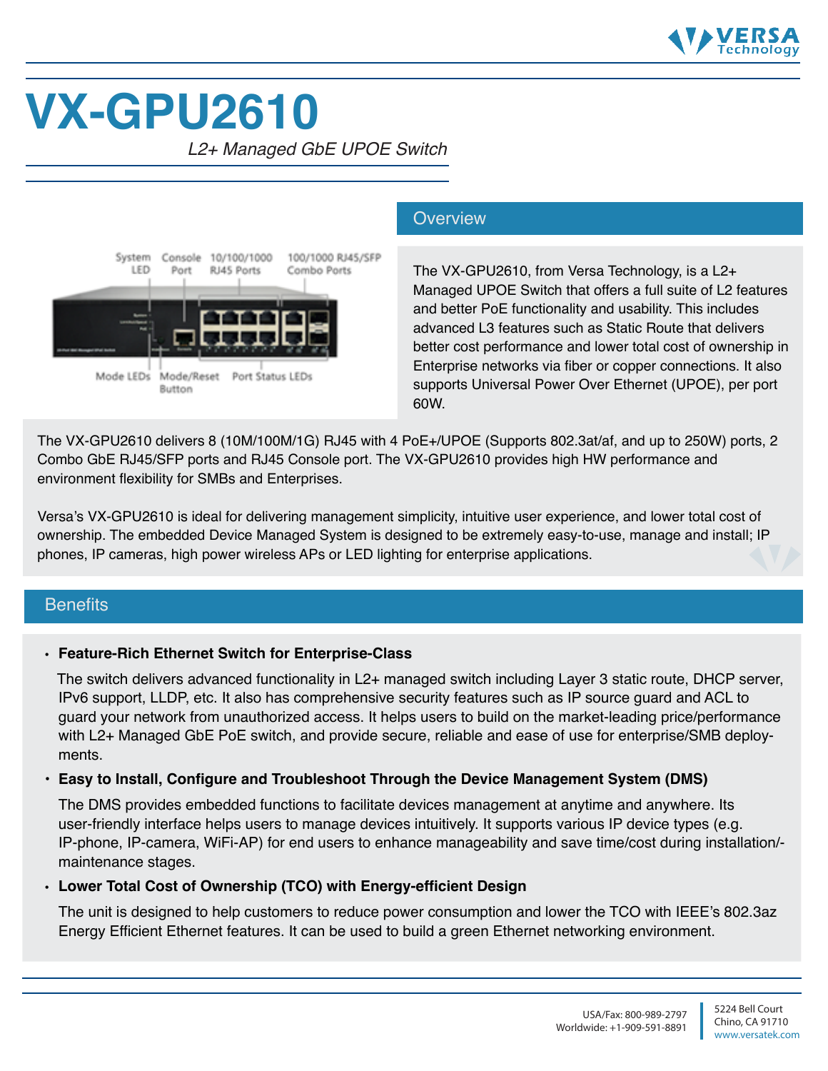# VX-GPU2610

*L2+ Managed GbE UPOE Switch*

System LED | Console Port | 10/100/1000 RJ45 Ports | 100/1000 RJ45/SFP Combo Ports | Mode LEDs | Mode/Reset Button | Port Status LEDs

## Overview

The VX-GPU2610, from Versa Technology, is a L2+ Managed UPOE Switch that offers a full suite of L2 features and better PoE functionality and usability. This includes advanced L3 features such as Static Route that delivers better cost performance and lower total cost of ownership in Enterprise networks via fiber or copper connections. It also supports Universal Power Over Ethernet (UPOE), per port 60W.

The VX-GPU2610 delivers 8 (10M/100M/1G) RJ45 with 4 PoE+/UPOE (Supports 802.3at/af, and up to 250W) ports, 2 Combo GbE RJ45/SFP ports and RJ45 Console port. The VX-GPU2610 provides high HW performance and environment flexibility for SMBs and Enterprises.

Versa's VX-GPU2610 is ideal for delivering management simplicity, intuitive user experience, and lower total cost of ownership. The embedded Device Managed System is designed to be extremely easy-to-use, manage and install; IP phones, IP cameras, high power wireless APs or LED lighting for enterprise applications.

## Benefits

- **Feature-Rich Ethernet Switch for Enterprise-Class**

  The switch delivers advanced functionality in L2+ managed switch including Layer 3 static route, DHCP server, IPv6 support, LLDP, etc. It also has comprehensive security features such as IP source guard and ACL to guard your network from unauthorized access. It helps users to build on the market-leading price/performance with L2+ Managed GbE PoE switch, and provide secure, reliable and ease of use for enterprise/SMB deployments.

- **Easy to Install, Configure and Troubleshoot Through the Device Management System (DMS)**

  The DMS provides embedded functions to facilitate devices management at anytime and anywhere. Its user-friendly interface helps users to manage devices intuitively. It supports various IP device types (e.g. IP-phone, IP-camera, WiFi-AP) for end users to enhance manageability and save time/cost during installation/-maintenance stages.

- **Lower Total Cost of Ownership (TCO) with Energy-efficient Design**

  The unit is designed to help customers to reduce power consumption and lower the TCO with IEEE's 802.3az Energy Efficient Ethernet features. It can be used to build a green Ethernet networking environment.

USA/Fax: 800-989-2797
Worldwide: +1-909-591-8891

5224 Bell Court
Chino, CA 91710
www.versatek.com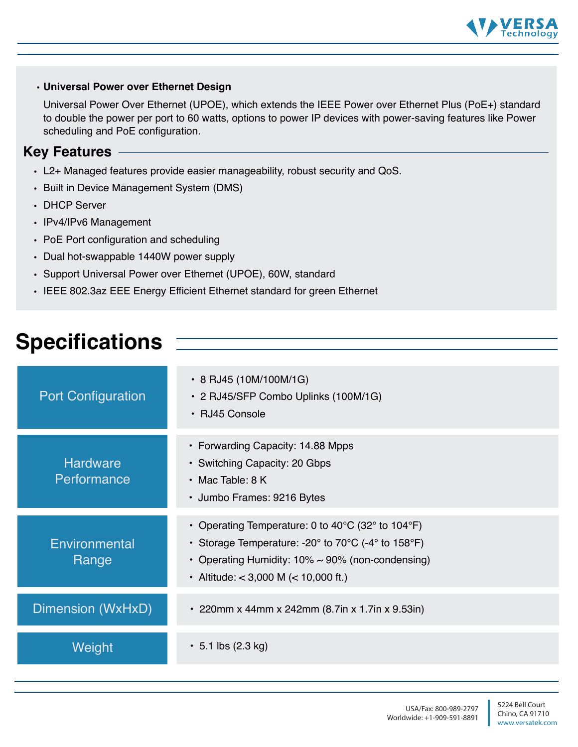- **Universal Power over Ethernet Design**

  Universal Power Over Ethernet (UPOE), which extends the IEEE Power over Ethernet Plus (PoE+) standard to double the power per port to 60 watts, options to power IP devices with power-saving features like Power scheduling and PoE configuration.

## Key Features

- L2+ Managed features provide easier manageability, robust security and QoS.
- Built in Device Management System (DMS)
- DHCP Server
- IPv4/IPv6 Management
- PoE Port configuration and scheduling
- Dual hot-swappable 1440W power supply
- Support Universal Power over Ethernet (UPOE), 60W, standard
- IEEE 802.3az EEE Energy Efficient Ethernet standard for green Ethernet

# Specifications

| | |
|---|---|
| Port Configuration | • 8 RJ45 (10M/100M/1G)<br>• 2 RJ45/SFP Combo Uplinks (100M/1G)<br>• RJ45 Console |
| Hardware Performance | • Forwarding Capacity: 14.88 Mpps<br>• Switching Capacity: 20 Gbps<br>• Mac Table: 8 K<br>• Jumbo Frames: 9216 Bytes |
| Environmental Range | • Operating Temperature: 0 to 40°C (32° to 104°F)<br>• Storage Temperature: -20° to 70°C (-4° to 158°F)<br>• Operating Humidity: 10% ~ 90% (non-condensing)<br>• Altitude: < 3,000 M (< 10,000 ft.) |
| Dimension (WxHxD) | • 220mm x 44mm x 242mm (8.7in x 1.7in x 9.53in) |
| Weight | • 5.1 lbs (2.3 kg) |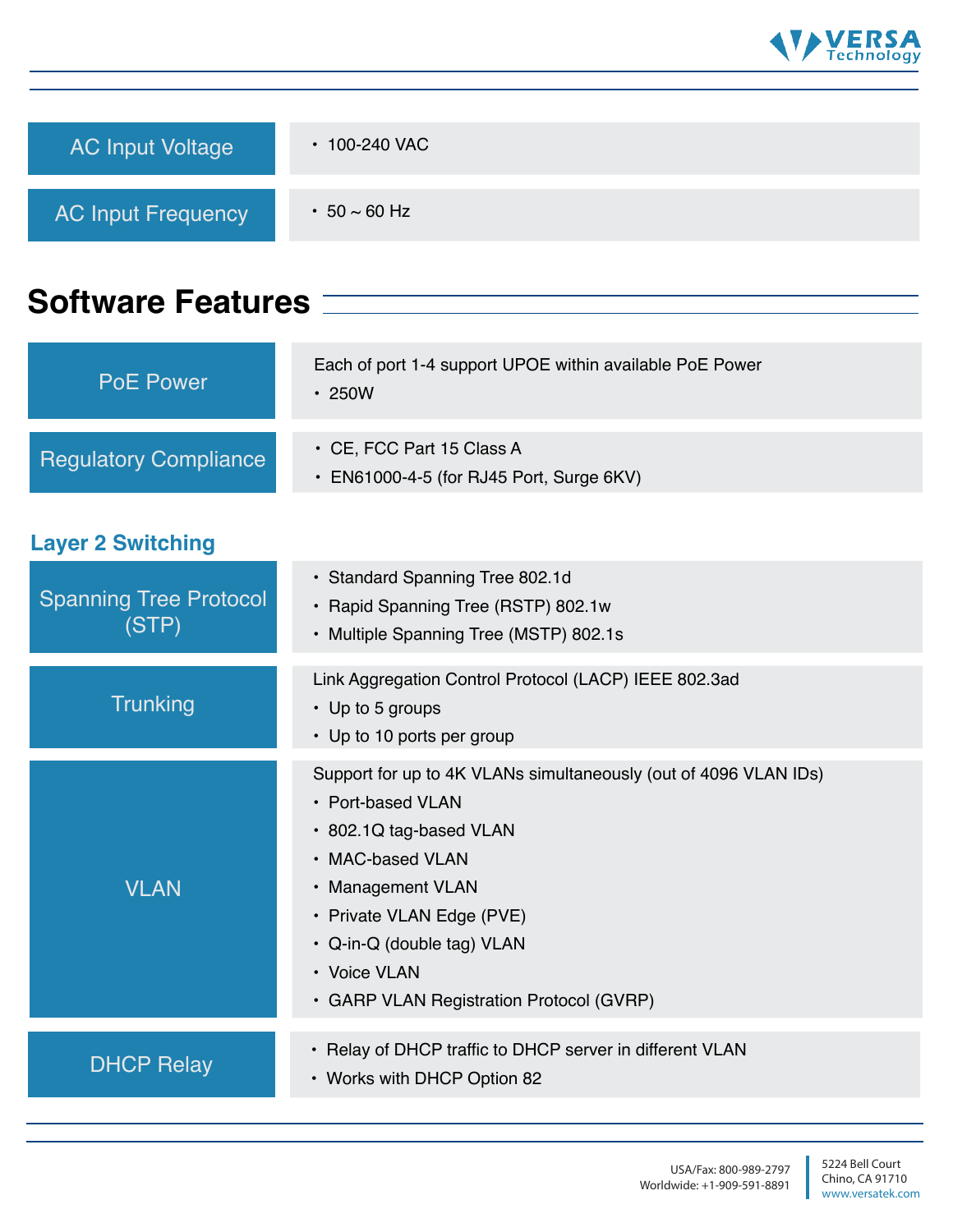| | |
|---|---|
| AC Input Voltage | • 100-240 VAC |
| AC Input Frequency | • 50 ~ 60 Hz |

## Software Features

| | |
|---|---|
| PoE Power | Each of port 1-4 support UPOE within available PoE Power<br>• 250W |
| Regulatory Compliance | • CE, FCC Part 15 Class A<br>• EN61000-4-5 (for RJ45 Port, Surge 6KV) |

### Layer 2 Switching

| | |
|---|---|
| Spanning Tree Protocol (STP) | • Standard Spanning Tree 802.1d<br>• Rapid Spanning Tree (RSTP) 802.1w<br>• Multiple Spanning Tree (MSTP) 802.1s |
| Trunking | Link Aggregation Control Protocol (LACP) IEEE 802.3ad<br>• Up to 5 groups<br>• Up to 10 ports per group |
| VLAN | Support for up to 4K VLANs simultaneously (out of 4096 VLAN IDs)<br>• Port-based VLAN<br>• 802.1Q tag-based VLAN<br>• MAC-based VLAN<br>• Management VLAN<br>• Private VLAN Edge (PVE)<br>• Q-in-Q (double tag) VLAN<br>• Voice VLAN<br>• GARP VLAN Registration Protocol (GVRP) |
| DHCP Relay | • Relay of DHCP traffic to DHCP server in different VLAN<br>• Works with DHCP Option 82 |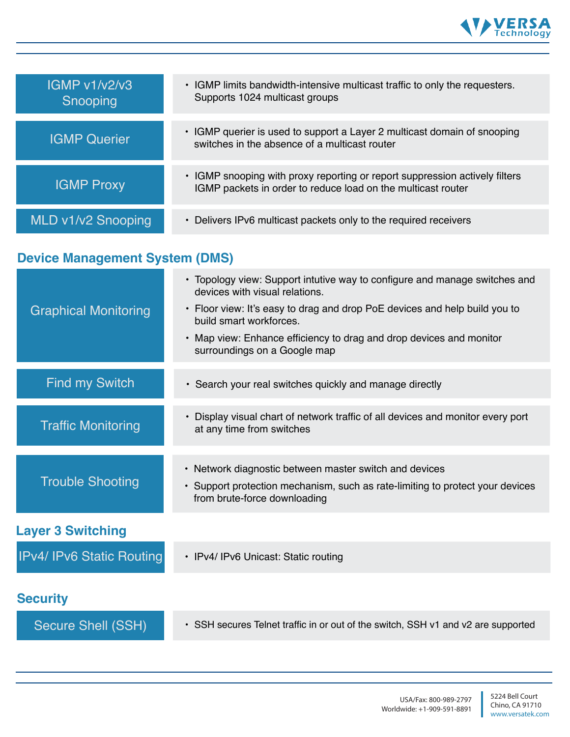| Feature | Description |
|---|---|
| IGMP v1/v2/v3 Snooping | • IGMP limits bandwidth-intensive multicast traffic to only the requesters. Supports 1024 multicast groups |
| IGMP Querier | • IGMP querier is used to support a Layer 2 multicast domain of snooping switches in the absence of a multicast router |
| IGMP Proxy | • IGMP snooping with proxy reporting or report suppression actively filters IGMP packets in order to reduce load on the multicast router |
| MLD v1/v2 Snooping | • Delivers IPv6 multicast packets only to the required receivers |

## Device Management System (DMS)

| Feature | Description |
|---|---|
| Graphical Monitoring | • Topology view: Support intutive way to configure and manage switches and devices with visual relations.<br>• Floor view: It's easy to drag and drop PoE devices and help build you to build smart workforces.<br>• Map view: Enhance efficiency to drag and drop devices and monitor surroundings on a Google map |
| Find my Switch | • Search your real switches quickly and manage directly |
| Traffic Monitoring | • Display visual chart of network traffic of all devices and monitor every port at any time from switches |
| Trouble Shooting | • Network diagnostic between master switch and devices<br>• Support protection mechanism, such as rate-limiting to protect your devices from brute-force downloading |

## Layer 3 Switching

| Feature | Description |
|---|---|
| IPv4/ IPv6 Static Routing | • IPv4/ IPv6 Unicast: Static routing |

## Security

| Feature | Description |
|---|---|
| Secure Shell (SSH) | • SSH secures Telnet traffic in or out of the switch, SSH v1 and v2 are supported |

USA/Fax: 800-989-2797
Worldwide: +1-909-591-8891

5224 Bell Court
Chino, CA 91710
www.versatek.com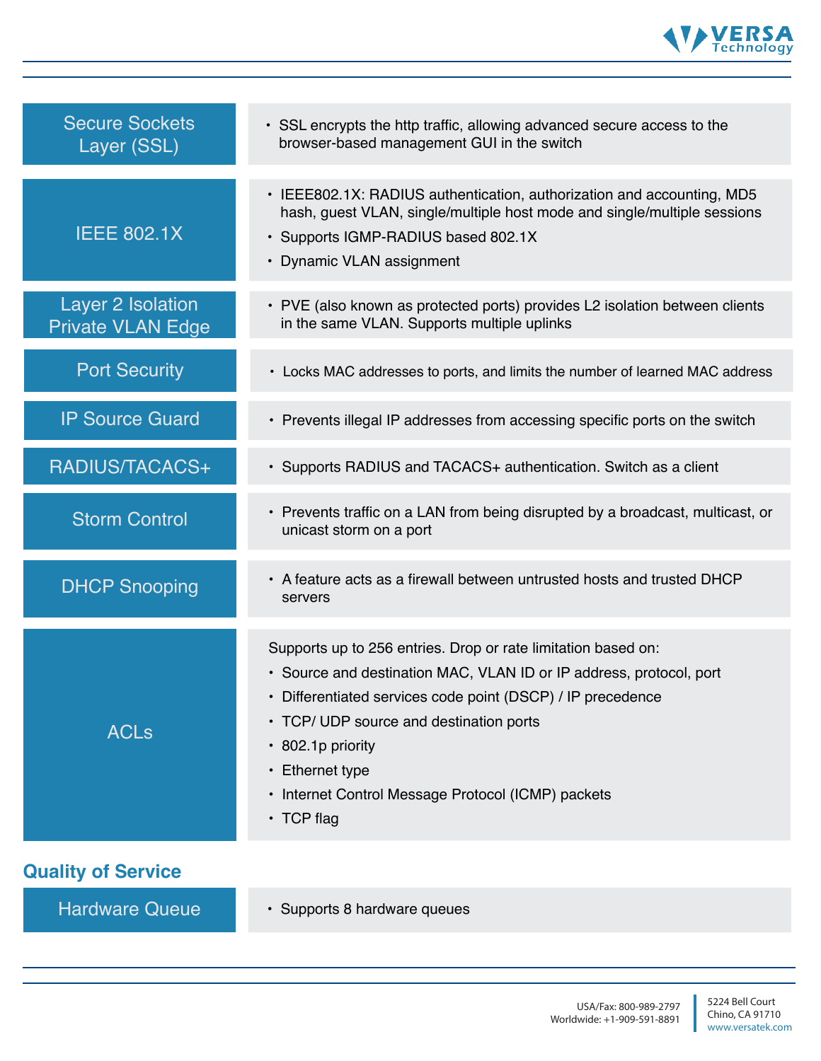| Feature | Description |
| --- | --- |
| Secure Sockets Layer (SSL) | • SSL encrypts the http traffic, allowing advanced secure access to the browser-based management GUI in the switch |
| IEEE 802.1X | • IEEE802.1X: RADIUS authentication, authorization and accounting, MD5 hash, guest VLAN, single/multiple host mode and single/multiple sessions<br>• Supports IGMP-RADIUS based 802.1X<br>• Dynamic VLAN assignment |
| Layer 2 Isolation Private VLAN Edge | • PVE (also known as protected ports) provides L2 isolation between clients in the same VLAN. Supports multiple uplinks |
| Port Security | • Locks MAC addresses to ports, and limits the number of learned MAC address |
| IP Source Guard | • Prevents illegal IP addresses from accessing specific ports on the switch |
| RADIUS/TACACS+ | • Supports RADIUS and TACACS+ authentication. Switch as a client |
| Storm Control | • Prevents traffic on a LAN from being disrupted by a broadcast, multicast, or unicast storm on a port |
| DHCP Snooping | • A feature acts as a firewall between untrusted hosts and trusted DHCP servers |
| ACLs | Supports up to 256 entries. Drop or rate limitation based on:<br>• Source and destination MAC, VLAN ID or IP address, protocol, port<br>• Differentiated services code point (DSCP) / IP precedence<br>• TCP/ UDP source and destination ports<br>• 802.1p priority<br>• Ethernet type<br>• Internet Control Message Protocol (ICMP) packets<br>• TCP flag |

## Quality of Service

| Feature | Description |
| --- | --- |
| Hardware Queue | • Supports 8 hardware queues |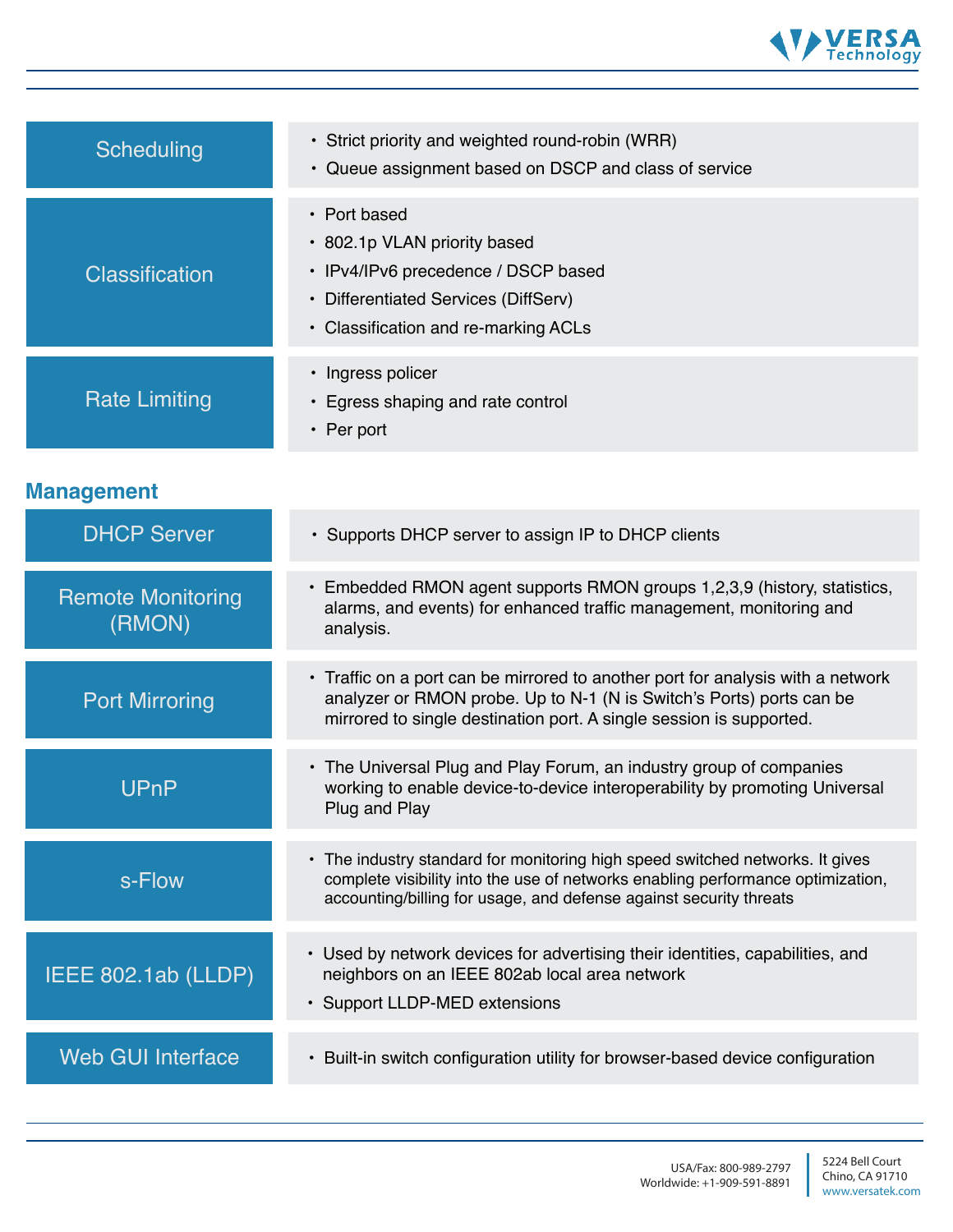| | |
|---|---|
| Scheduling | • Strict priority and weighted round-robin (WRR)<br>• Queue assignment based on DSCP and class of service |
| Classification | • Port based<br>• 802.1p VLAN priority based<br>• IPv4/IPv6 precedence / DSCP based<br>• Differentiated Services (DiffServ)<br>• Classification and re-marking ACLs |
| Rate Limiting | • Ingress policer<br>• Egress shaping and rate control<br>• Per port |

## Management

| | |
|---|---|
| DHCP Server | • Supports DHCP server to assign IP to DHCP clients |
| Remote Monitoring (RMON) | • Embedded RMON agent supports RMON groups 1,2,3,9 (history, statistics, alarms, and events) for enhanced traffic management, monitoring and analysis. |
| Port Mirroring | • Traffic on a port can be mirrored to another port for analysis with a network analyzer or RMON probe. Up to N-1 (N is Switch's Ports) ports can be mirrored to single destination port. A single session is supported. |
| UPnP | • The Universal Plug and Play Forum, an industry group of companies working to enable device-to-device interoperability by promoting Universal Plug and Play |
| s-Flow | • The industry standard for monitoring high speed switched networks. It gives complete visibility into the use of networks enabling performance optimization, accounting/billing for usage, and defense against security threats |
| IEEE 802.1ab (LLDP) | • Used by network devices for advertising their identities, capabilities, and neighbors on an IEEE 802ab local area network<br>• Support LLDP-MED extensions |
| Web GUI Interface | • Built-in switch configuration utility for browser-based device configuration |

USA/Fax: 800-989-2797
Worldwide: +1-909-591-8891

5224 Bell Court
Chino, CA 91710
www.versatek.com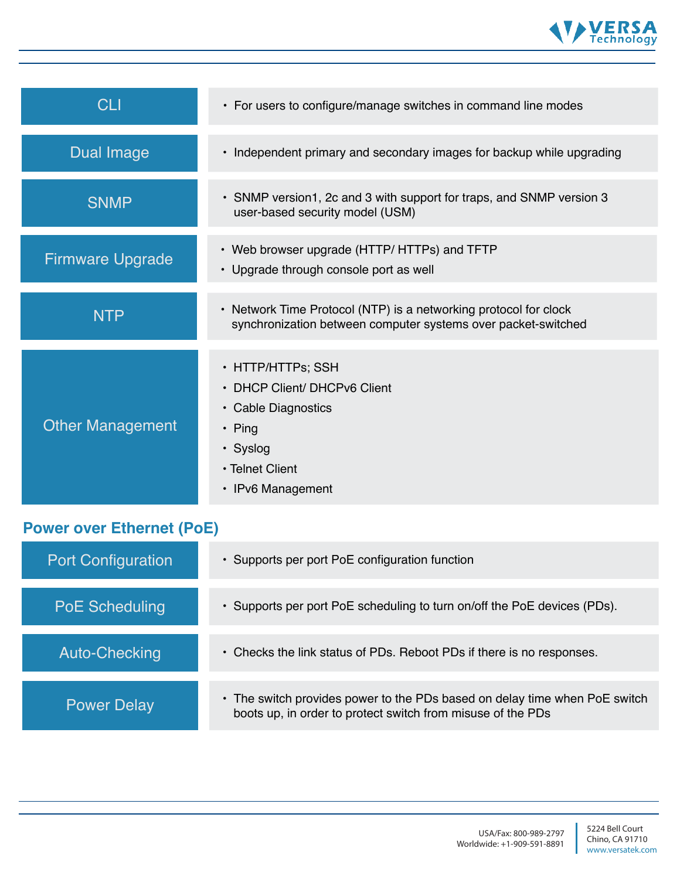| | |
|---|---|
| CLI | • For users to configure/manage switches in command line modes |
| Dual Image | • Independent primary and secondary images for backup while upgrading |
| SNMP | • SNMP version1, 2c and 3 with support for traps, and SNMP version 3 user-based security model (USM) |
| Firmware Upgrade | • Web browser upgrade (HTTP/ HTTPs) and TFTP<br>• Upgrade through console port as well |
| NTP | • Network Time Protocol (NTP) is a networking protocol for clock synchronization between computer systems over packet-switched |
| Other Management | • HTTP/HTTPs; SSH<br>• DHCP Client/ DHCPv6 Client<br>• Cable Diagnostics<br>• Ping<br>• Syslog<br>• Telnet Client<br>• IPv6 Management |

## Power over Ethernet (PoE)

| | |
|---|---|
| Port Configuration | • Supports per port PoE configuration function |
| PoE Scheduling | • Supports per port PoE scheduling to turn on/off the PoE devices (PDs). |
| Auto-Checking | • Checks the link status of PDs. Reboot PDs if there is no responses. |
| Power Delay | • The switch provides power to the PDs based on delay time when PoE switch boots up, in order to protect switch from misuse of the PDs |